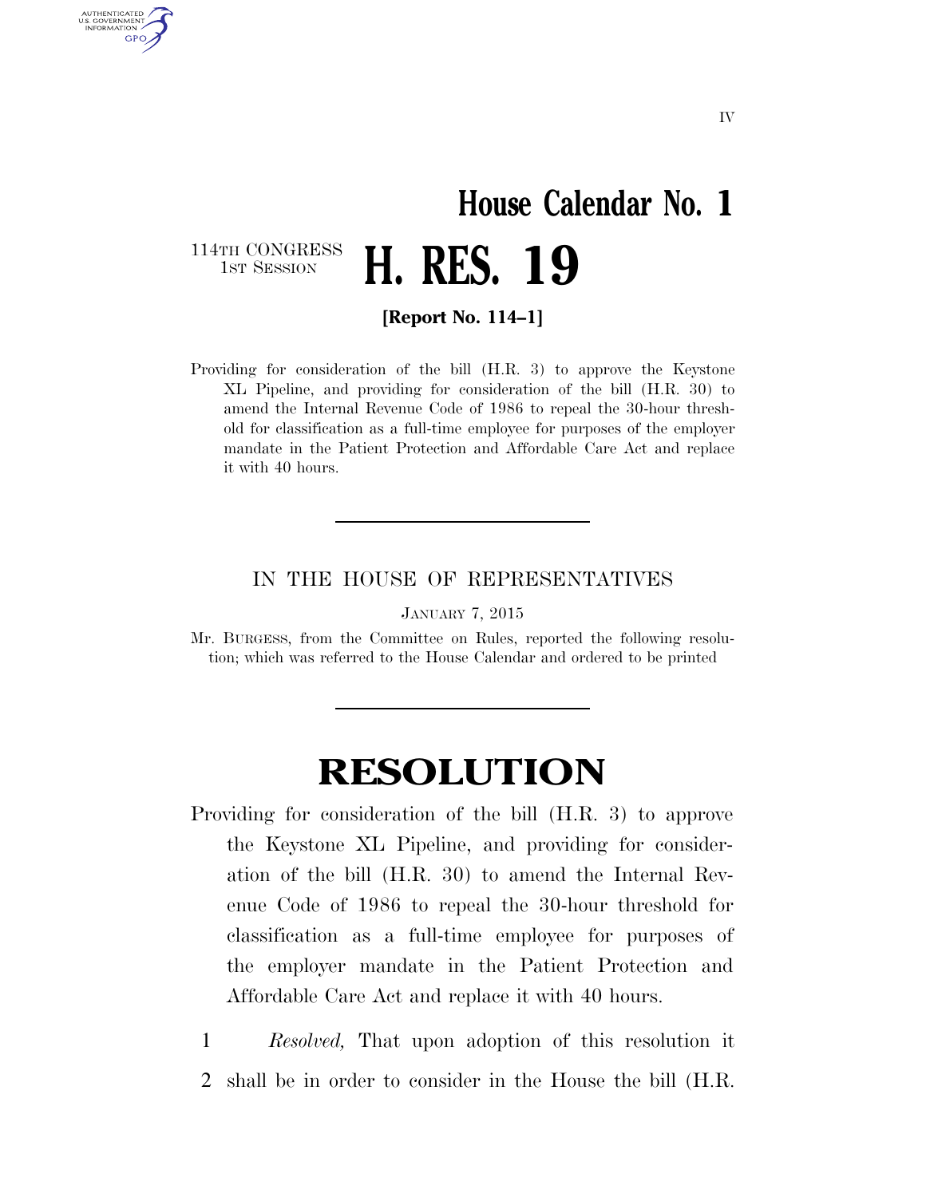IV

# House Calendar No. 1

114TH CONGRESS
1ST SESSION

# H. RES. 19

**[Report No. 114–1]**

Providing for consideration of the bill (H.R. 3) to approve the Keystone XL Pipeline, and providing for consideration of the bill (H.R. 30) to amend the Internal Revenue Code of 1986 to repeal the 30-hour threshold for classification as a full-time employee for purposes of the employer mandate in the Patient Protection and Affordable Care Act and replace it with 40 hours.

---

IN THE HOUSE OF REPRESENTATIVES

JANUARY 7, 2015

Mr. BURGESS, from the Committee on Rules, reported the following resolution; which was referred to the House Calendar and ordered to be printed

---

# RESOLUTION

Providing for consideration of the bill (H.R. 3) to approve the Keystone XL Pipeline, and providing for consideration of the bill (H.R. 30) to amend the Internal Revenue Code of 1986 to repeal the 30-hour threshold for classification as a full-time employee for purposes of the employer mandate in the Patient Protection and Affordable Care Act and replace it with 40 hours.

1 *Resolved,* That upon adoption of this resolution it
2 shall be in order to consider in the House the bill (H.R.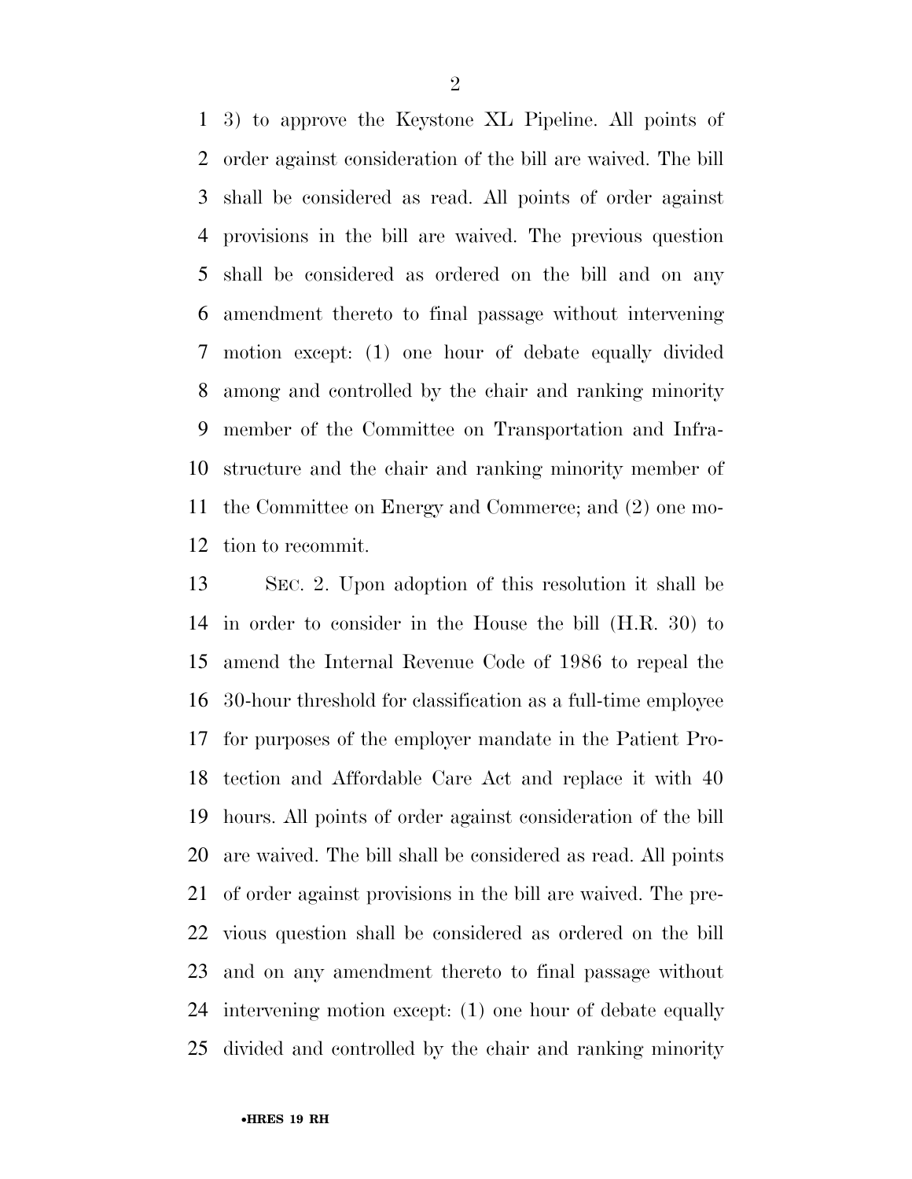3) to approve the Keystone XL Pipeline. All points of order against consideration of the bill are waived. The bill shall be considered as read. All points of order against provisions in the bill are waived. The previous question shall be considered as ordered on the bill and on any amendment thereto to final passage without intervening motion except: (1) one hour of debate equally divided among and controlled by the chair and ranking minority member of the Committee on Transportation and Infrastructure and the chair and ranking minority member of the Committee on Energy and Commerce; and (2) one motion to recommit.

SEC. 2. Upon adoption of this resolution it shall be in order to consider in the House the bill (H.R. 30) to amend the Internal Revenue Code of 1986 to repeal the 30-hour threshold for classification as a full-time employee for purposes of the employer mandate in the Patient Protection and Affordable Care Act and replace it with 40 hours. All points of order against consideration of the bill are waived. The bill shall be considered as read. All points of order against provisions in the bill are waived. The previous question shall be considered as ordered on the bill and on any amendment thereto to final passage without intervening motion except: (1) one hour of debate equally divided and controlled by the chair and ranking minority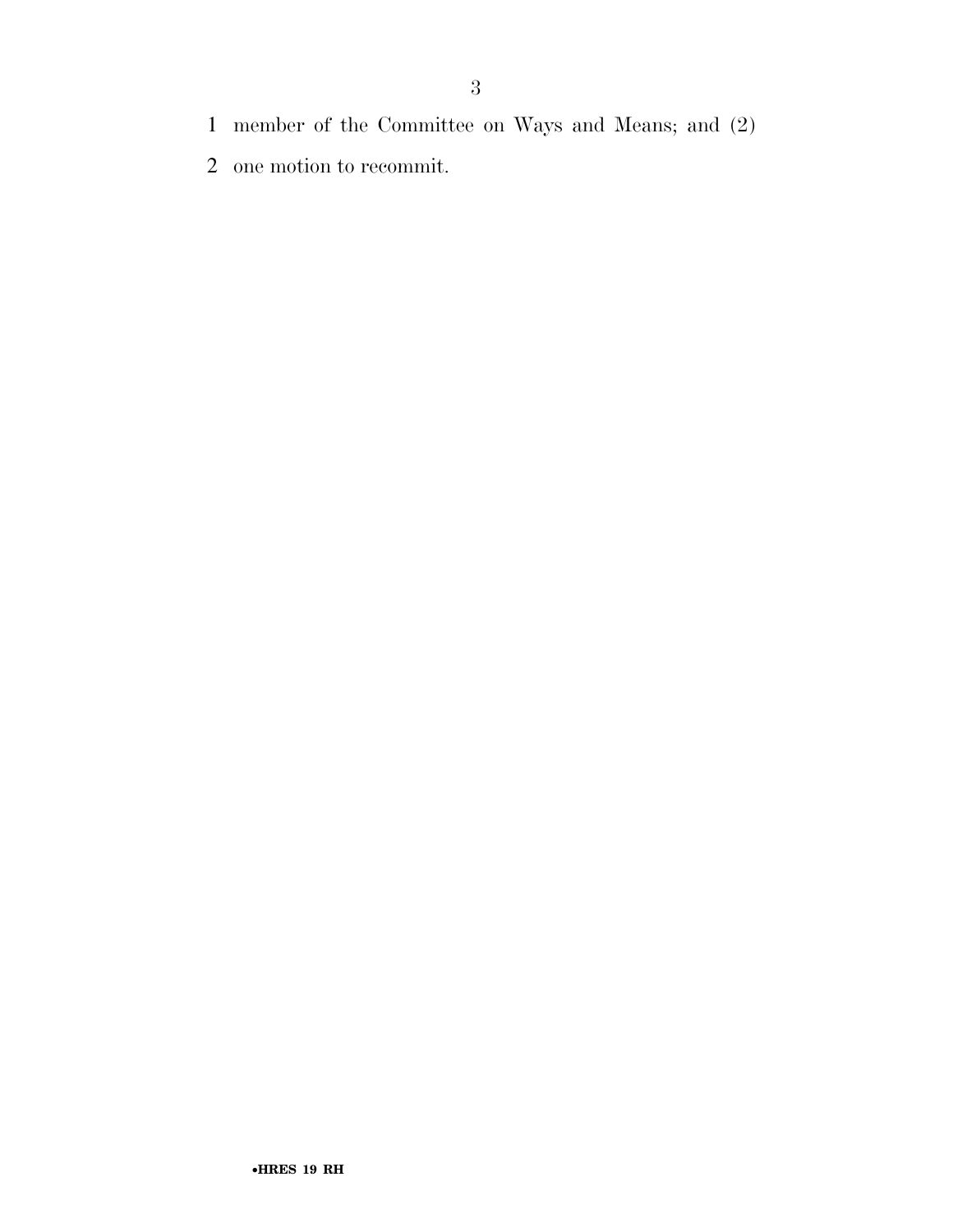member of the Committee on Ways and Means; and (2) one motion to recommit.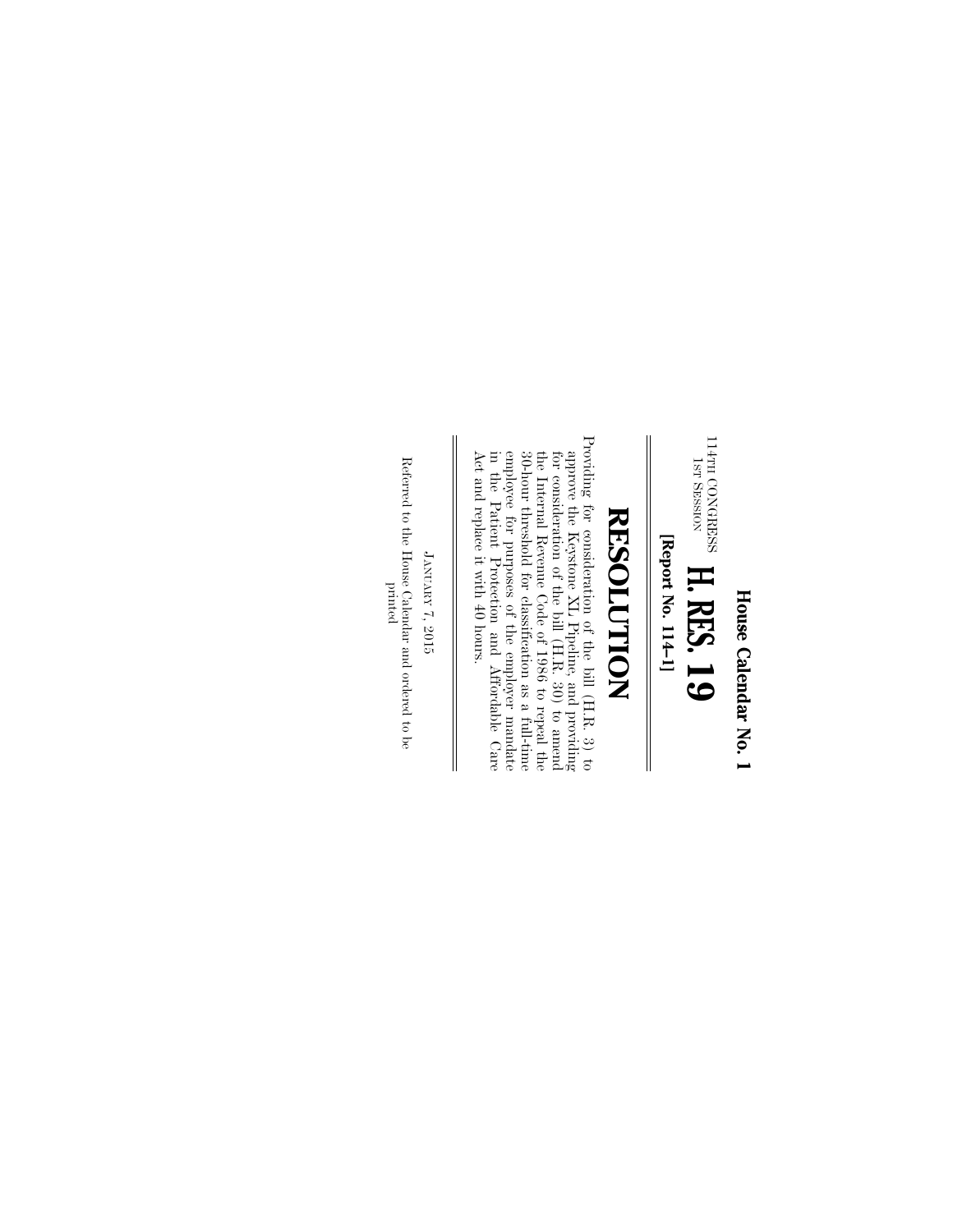**House Calendar No. 1**

114TH CONGRESS
1ST SESSION

# H. RES. 19

**[Report No. 114–1]**

# RESOLUTION

Providing for consideration of the bill (H.R. 3) to approve the Keystone XL Pipeline, and providing for consideration of the bill (H.R. 30) to amend the Internal Revenue Code of 1986 to repeal the 30-hour threshold for classification as a full-time employee for purposes of the employer mandate in the Patient Protection and Affordable Care Act and replace it with 40 hours.

JANUARY 7, 2015

Referred to the House Calendar and ordered to be printed